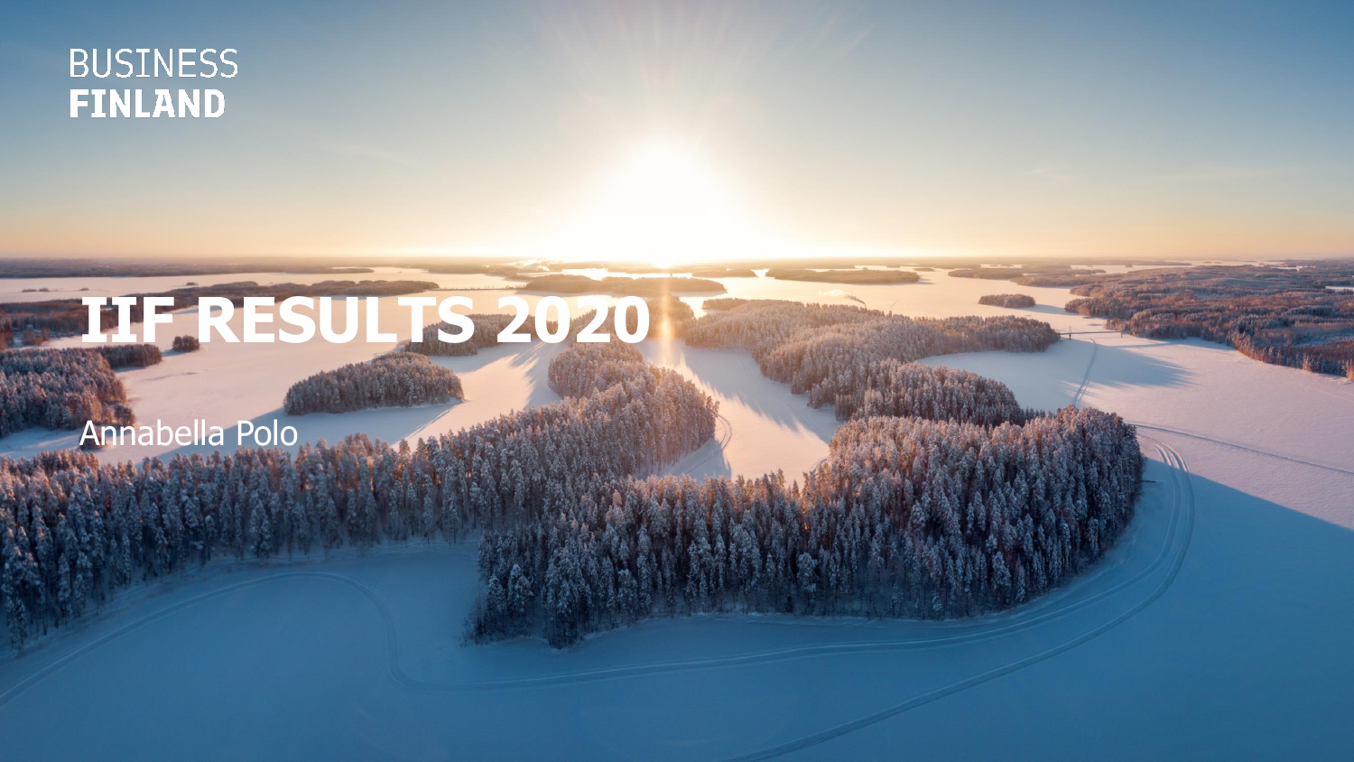BUSINESS
FINLAND

# IIF RESULTS 2020

Annabella Polo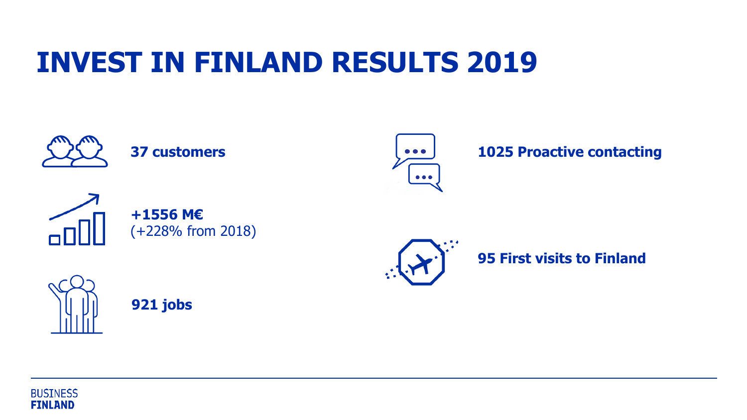# INVEST IN FINLAND RESULTS 2019

**37 customers**

**+1556 M€**
(+228% from 2018)

**921 jobs**

**1025 Proactive contacting**

**95 First visits to Finland**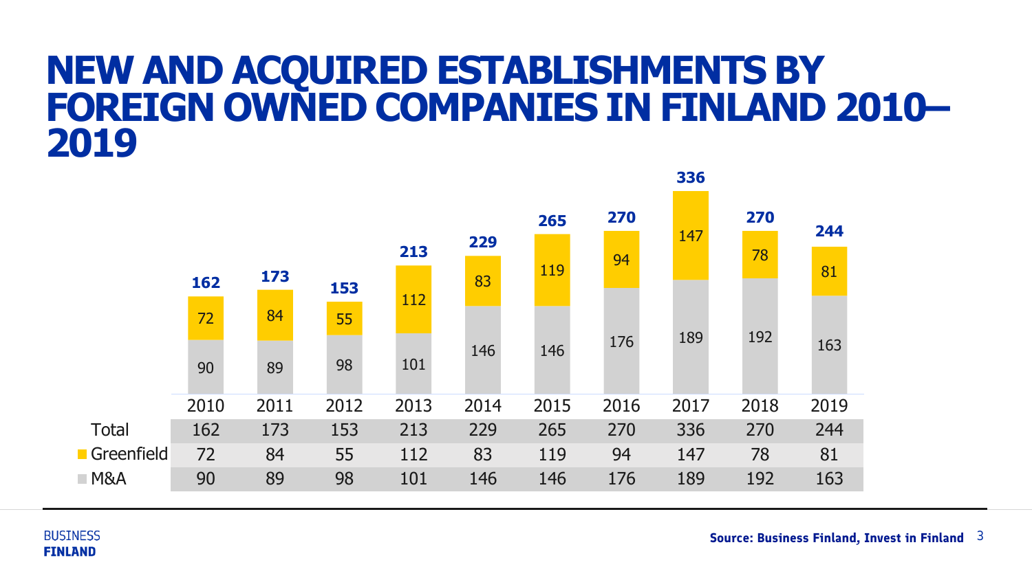# NEW AND ACQUIRED ESTABLISHMENTS BY FOREIGN OWNED COMPANIES IN FINLAND 2010–2019

| | 2010 | 2011 | 2012 | 2013 | 2014 | 2015 | 2016 | 2017 | 2018 | 2019 |
|---|---|---|---|---|---|---|---|---|---|---|
| Total | 162 | 173 | 153 | 213 | 229 | 265 | 270 | 336 | 270 | 244 |
| Greenfield | 72 | 84 | 55 | 112 | 83 | 119 | 94 | 147 | 78 | 81 |
| M&A | 90 | 89 | 98 | 101 | 146 | 146 | 176 | 189 | 192 | 163 |

Source: Business Finland, Invest in Finland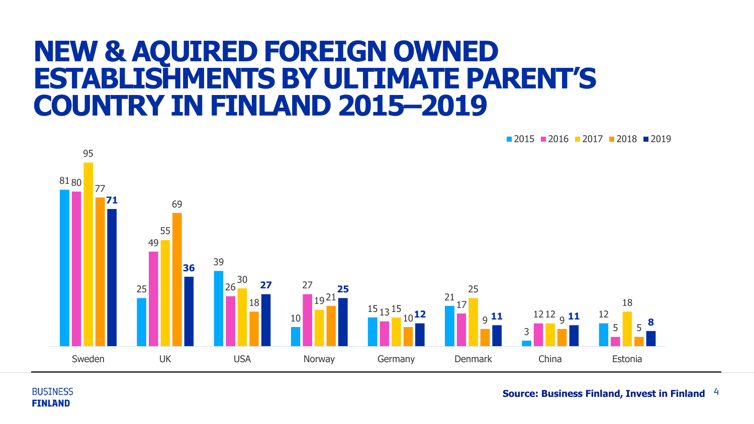# NEW & AQUIRED FOREIGN OWNED ESTABLISHMENTS BY ULTIMATE PARENT'S COUNTRY IN FINLAND 2015–2019

| Country | 2015 | 2016 | 2017 | 2018 | 2019 |
|---|---|---|---|---|---|
| Sweden | 81 | 80 | 95 | 77 | **71** |
| UK | 25 | 49 | 55 | 69 | **36** |
| USA | 39 | 26 | 30 | 18 | **27** |
| Norway | 10 | 27 | 19 | 21 | **25** |
| Germany | 15 | 13 | 15 | 10 | **12** |
| Denmark | 21 | 17 | 25 | 9 | **11** |
| China | 3 | 12 | 12 | 9 | **11** |
| Estonia | 12 | 5 | 18 | 5 | **8** |

**Source: Business Finland, Invest in Finland**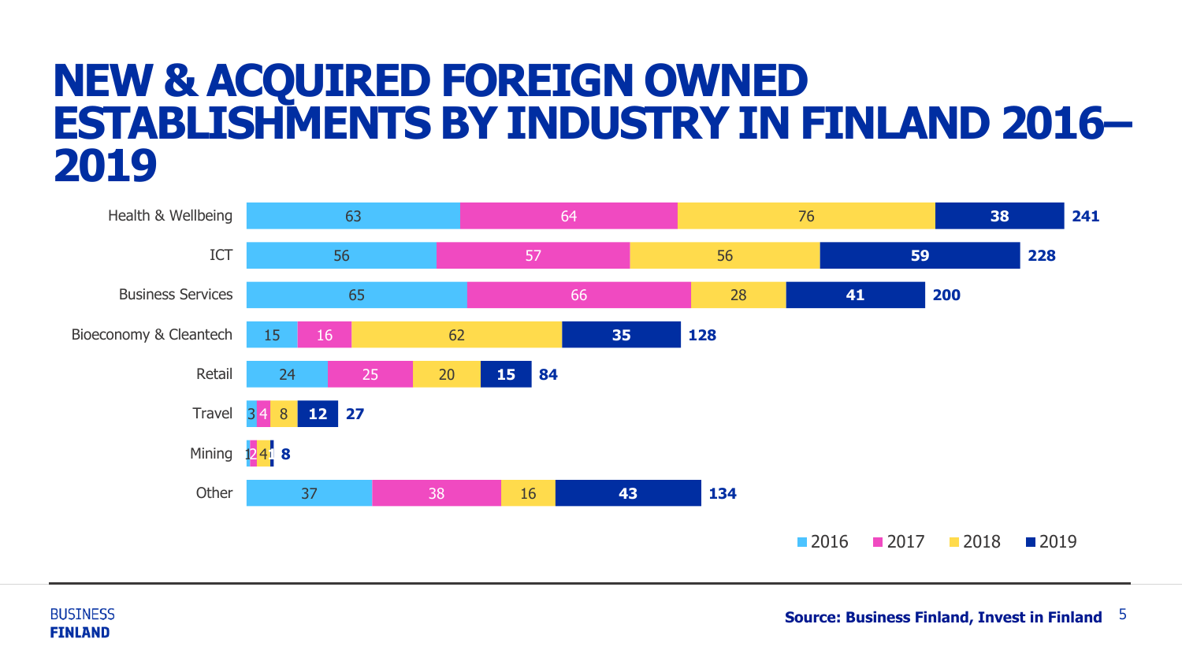# NEW & ACQUIRED FOREIGN OWNED ESTABLISHMENTS BY INDUSTRY IN FINLAND 2016–2019

| Industry | 2016 | 2017 | 2018 | 2019 | Total |
|---|---|---|---|---|---|
| Health & Wellbeing | 63 | 64 | 76 | 38 | 241 |
| ICT | 56 | 57 | 56 | 59 | 228 |
| Business Services | 65 | 66 | 28 | 41 | 200 |
| Bioeconomy & Cleantech | 15 | 16 | 62 | 35 | 128 |
| Retail | 24 | 25 | 20 | 15 | 84 |
| Travel | 3 | 4 | 8 | 12 | 27 |
| Mining | 1 | 2 | 4 | 1 | 8 |
| Other | 37 | 38 | 16 | 43 | 134 |

Source: Business Finland, Invest in Finland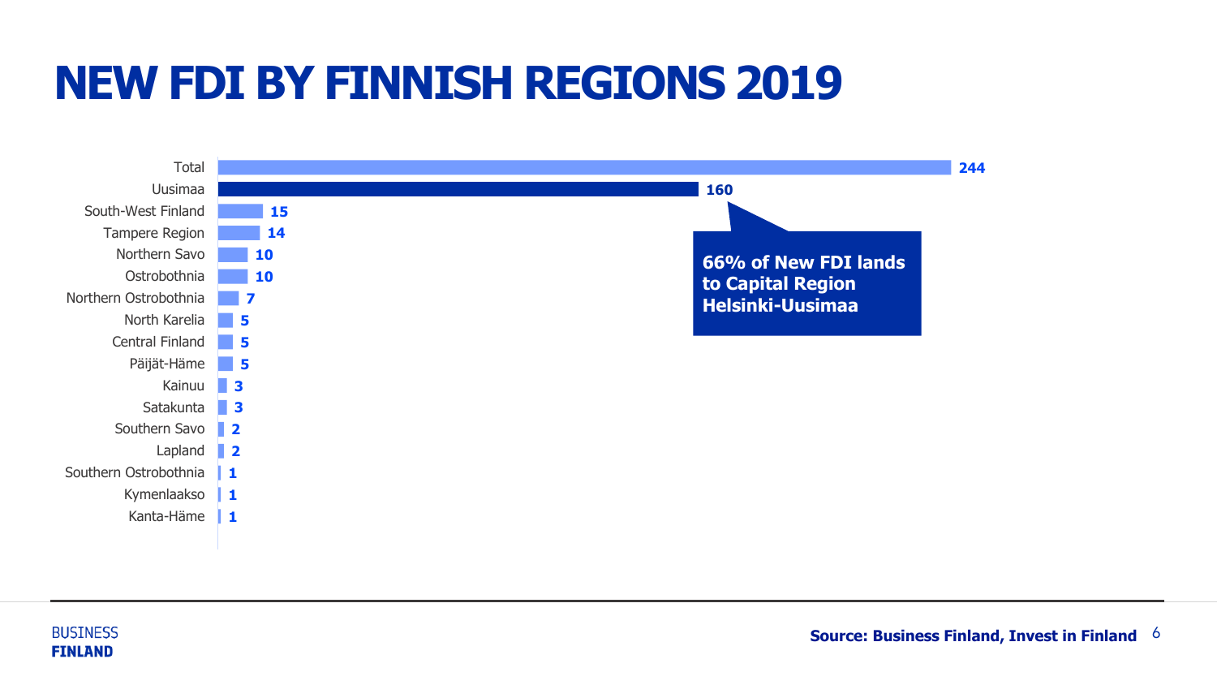# NEW FDI BY FINNISH REGIONS 2019

| Region | New FDI |
| --- | --- |
| Total | 244 |
| Uusimaa | 160 |
| South-West Finland | 15 |
| Tampere Region | 14 |
| Northern Savo | 10 |
| Ostrobothnia | 10 |
| Northern Ostrobothnia | 7 |
| North Karelia | 5 |
| Central Finland | 5 |
| Päijät-Häme | 5 |
| Kainuu | 3 |
| Satakunta | 3 |
| Southern Savo | 2 |
| Lapland | 2 |
| Southern Ostrobothnia | 1 |
| Kymenlaakso | 1 |
| Kanta-Häme | 1 |

**66% of New FDI lands to Capital Region Helsinki-Uusimaa**

**Source: Business Finland, Invest in Finland**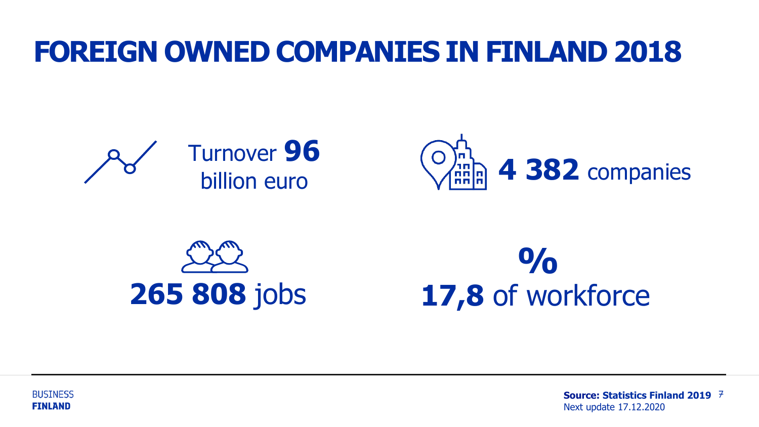# FOREIGN OWNED COMPANIES IN FINLAND 2018

Turnover **96** billion euro

**4 382** companies

**265 808** jobs

**%**
**17,8** of workforce

BUSINESS
**FINLAND**

**Source: Statistics Finland 2019**
Next update 17.12.2020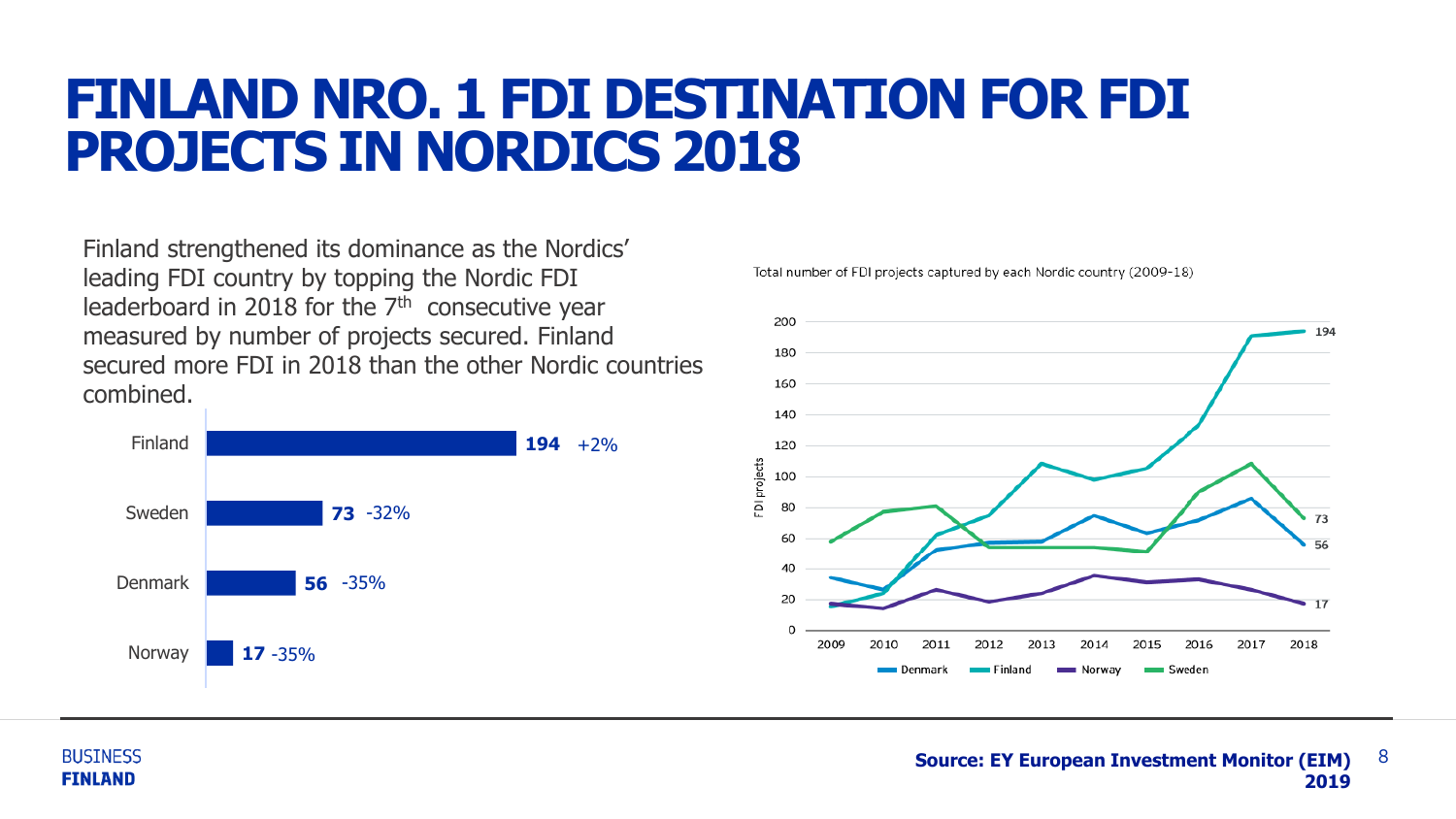# FINLAND NRO. 1 FDI DESTINATION FOR FDI PROJECTS IN NORDICS 2018

Finland strengthened its dominance as the Nordics' leading FDI country by topping the Nordic FDI leaderboard in 2018 for the 7th consecutive year measured by number of projects secured. Finland secured more FDI in 2018 than the other Nordic countries combined.

| Country | Projects | Change |
|---|---|---|
| Finland | **194** | +2% |
| Sweden | **73** | -32% |
| Denmark | **56** | -35% |
| Norway | **17** | -35% |

Total number of FDI projects captured by each Nordic country (2009-18)

| Country | 2018 |
|---|---|
| Finland | 194 |
| Sweden | 73 |
| Denmark | 56 |
| Norway | 17 |

**Source: EY European Investment Monitor (EIM) 2019**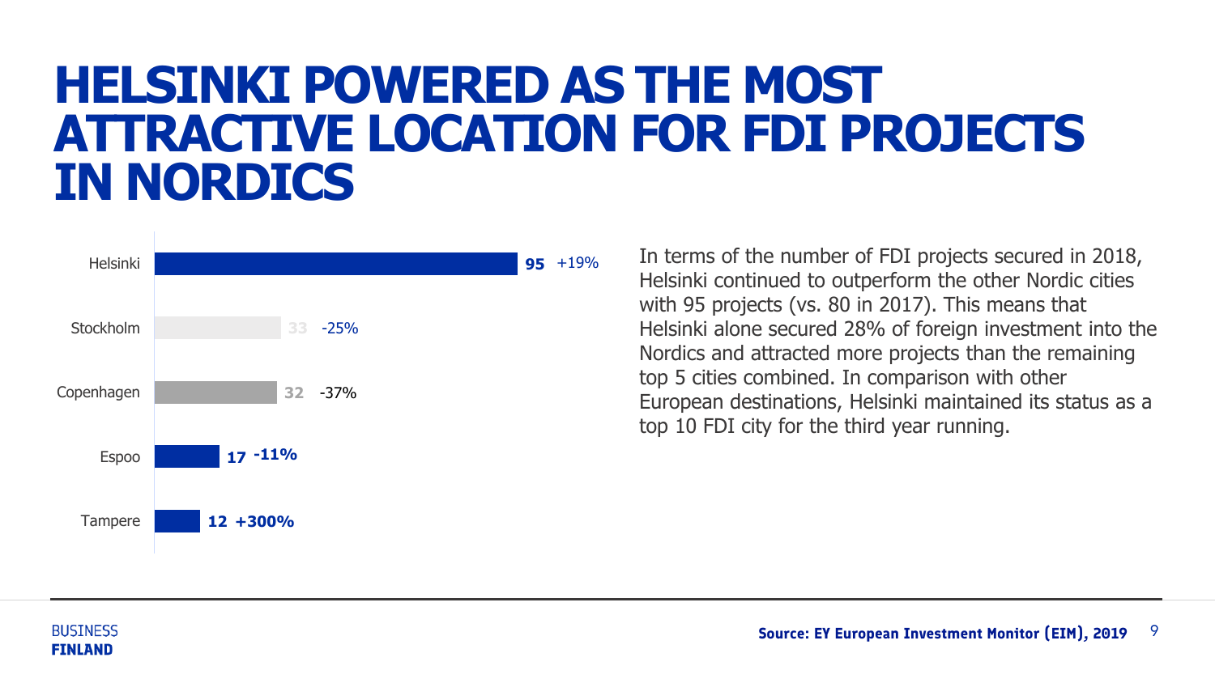# HELSINKI POWERED AS THE MOST ATTRACTIVE LOCATION FOR FDI PROJECTS IN NORDICS

| City | FDI projects | Change |
|---|---|---|
| Helsinki | 95 | +19% |
| Stockholm | 33 | -25% |
| Copenhagen | 32 | -37% |
| Espoo | 17 | -11% |
| Tampere | 12 | +300% |

In terms of the number of FDI projects secured in 2018, Helsinki continued to outperform the other Nordic cities with 95 projects (vs. 80 in 2017). This means that Helsinki alone secured 28% of foreign investment into the Nordics and attracted more projects than the remaining top 5 cities combined. In comparison with other European destinations, Helsinki maintained its status as a top 10 FDI city for the third year running.

**Source: EY European Investment Monitor (EIM), 2019**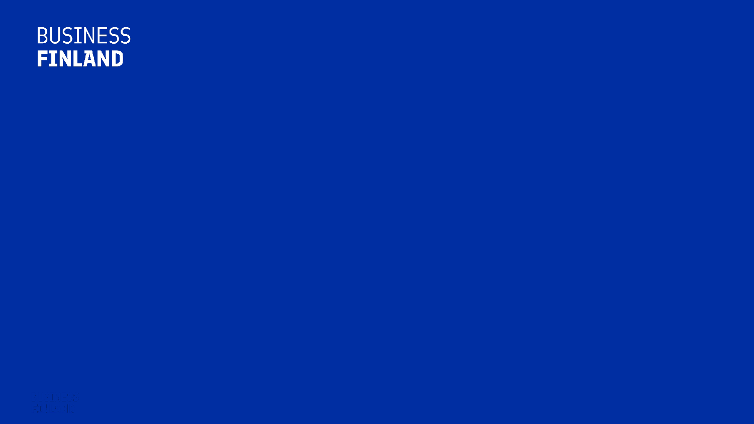BUSINESS
**FINLAND**